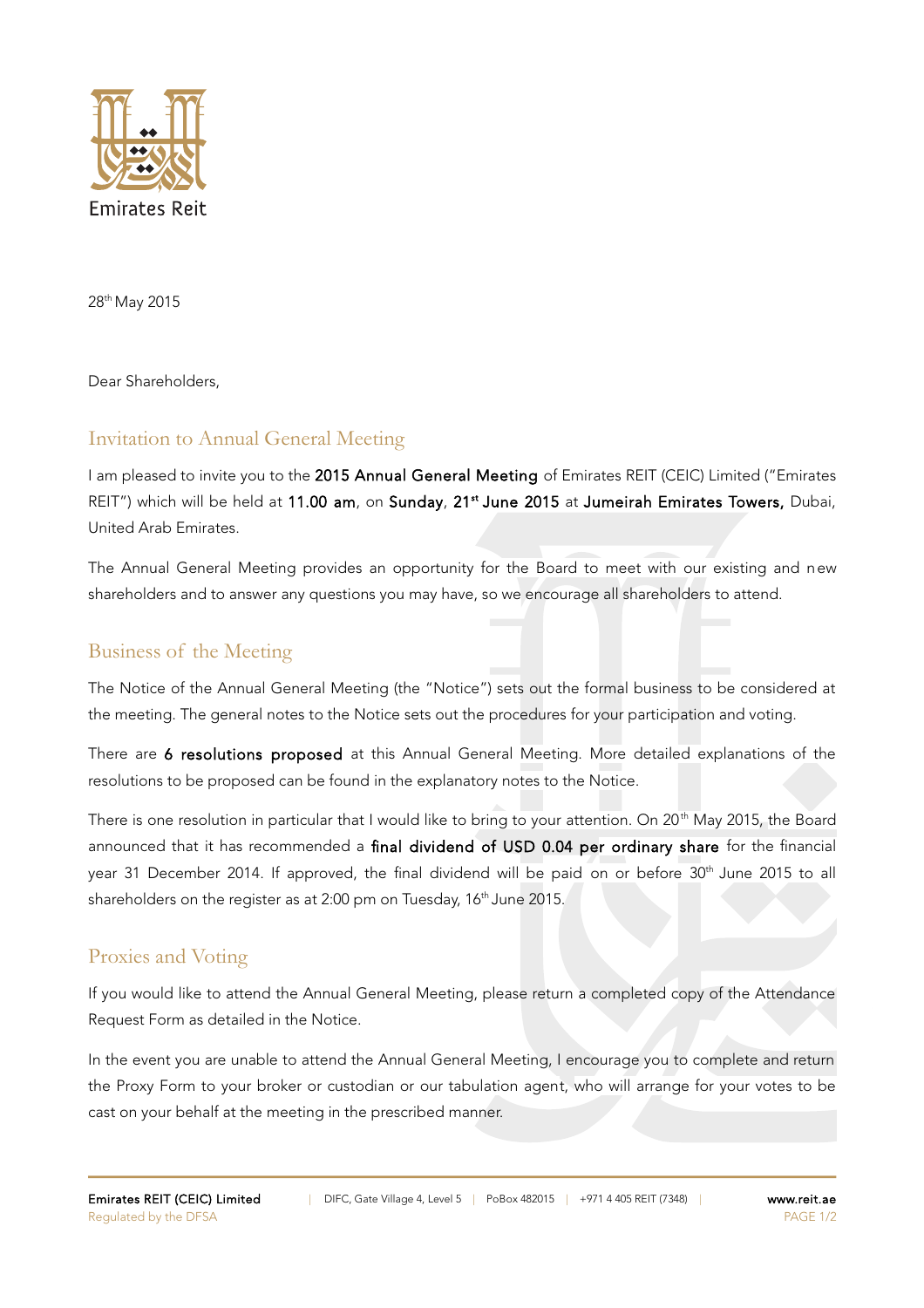Emirates Reit

28th May 2015

Dear Shareholders,

## Invitation to Annual General Meeting

I am pleased to invite you to the **2015 Annual General Meeting** of Emirates REIT (CEIC) Limited ("Emirates REIT") which will be held at **11.00 am**, on **Sunday**, **21st June 2015** at **Jumeirah Emirates Towers,** Dubai, United Arab Emirates.

The Annual General Meeting provides an opportunity for the Board to meet with our existing and new shareholders and to answer any questions you may have, so we encourage all shareholders to attend.

## Business of the Meeting

The Notice of the Annual General Meeting (the "Notice") sets out the formal business to be considered at the meeting. The general notes to the Notice sets out the procedures for your participation and voting.

There are **6 resolutions proposed** at this Annual General Meeting. More detailed explanations of the resolutions to be proposed can be found in the explanatory notes to the Notice.

There is one resolution in particular that I would like to bring to your attention. On 20th May 2015, the Board announced that it has recommended a **final dividend of USD 0.04 per ordinary share** for the financial year 31 December 2014. If approved, the final dividend will be paid on or before 30th June 2015 to all shareholders on the register as at 2:00 pm on Tuesday, 16th June 2015.

## Proxies and Voting

If you would like to attend the Annual General Meeting, please return a completed copy of the Attendance Request Form as detailed in the Notice.

In the event you are unable to attend the Annual General Meeting, I encourage you to complete and return the Proxy Form to your broker or custodian or our tabulation agent, who will arrange for your votes to be cast on your behalf at the meeting in the prescribed manner.

**Emirates REIT (CEIC) Limited** | DIFC, Gate Village 4, Level 5 | PoBox 482015 | +971 4 405 REIT (7348) | **www.reit.ae**
Regulated by the DFSA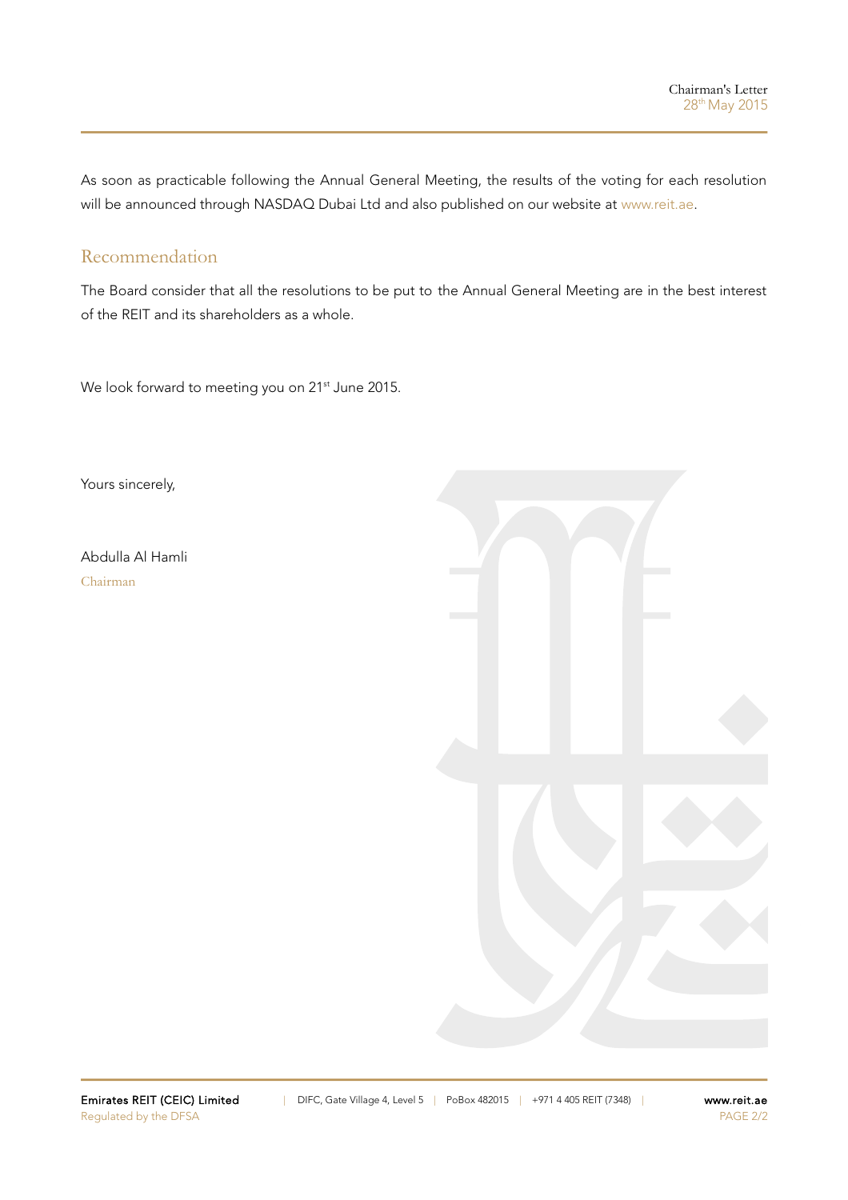As soon as practicable following the Annual General Meeting, the results of the voting for each resolution will be announced through NASDAQ Dubai Ltd and also published on our website at www.reit.ae.

## Recommendation

The Board consider that all the resolutions to be put to the Annual General Meeting are in the best interest of the REIT and its shareholders as a whole.

We look forward to meeting you on 21st June 2015.

Yours sincerely,

Abdulla Al Hamli
Chairman